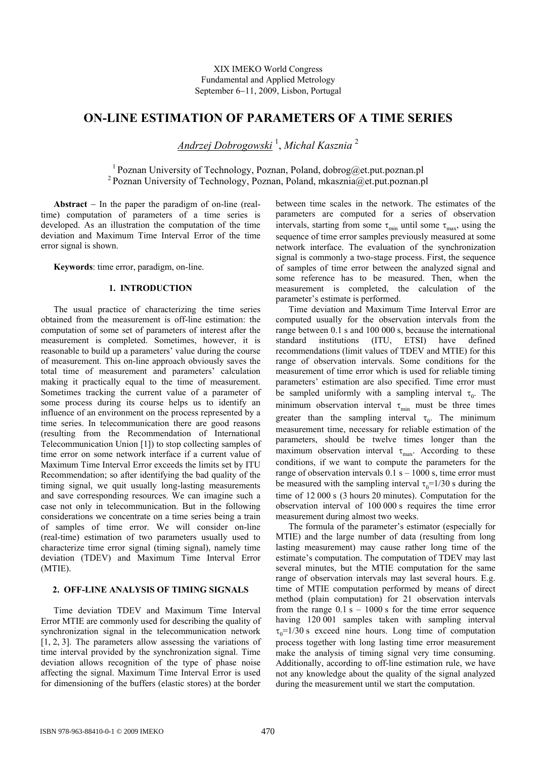XIX IMEKO World Congress
Fundamental and Applied Metrology
September 6–11, 2009, Lisbon, Portugal

# ON-LINE ESTIMATION OF PARAMETERS OF A TIME SERIES

*Andrzej Dobrogowski* [1], *Michal Kasznia* [2]

[1] Poznan University of Technology, Poznan, Poland, dobrog@et.put.poznan.pl
[2] Poznan University of Technology, Poznan, Poland, mkasznia@et.put.poznan.pl

**Abstract** − In the paper the paradigm of on-line (real-time) computation of parameters of a time series is developed. As an illustration the computation of the time deviation and Maximum Time Interval Error of the time error signal is shown.

**Keywords**: time error, paradigm, on-line.

## 1. INTRODUCTION

The usual practice of characterizing the time series obtained from the measurement is off-line estimation: the computation of some set of parameters of interest after the measurement is completed. Sometimes, however, it is reasonable to build up a parameters' value during the course of measurement. This on-line approach obviously saves the total time of measurement and parameters' calculation making it practically equal to the time of measurement. Sometimes tracking the current value of a parameter of some process during its course helps us to identify an influence of an environment on the process represented by a time series. In telecommunication there are good reasons (resulting from the Recommendation of International Telecommunication Union [1]) to stop collecting samples of time error on some network interface if a current value of Maximum Time Interval Error exceeds the limits set by ITU Recommendation; so after identifying the bad quality of the timing signal, we quit usually long-lasting measurements and save corresponding resources. We can imagine such a case not only in telecommunication. But in the following considerations we concentrate on a time series being a train of samples of time error. We will consider on-line (real-time) estimation of two parameters usually used to characterize time error signal (timing signal), namely time deviation (TDEV) and Maximum Time Interval Error (MTIE).

## 2. OFF-LINE ANALYSIS OF TIMING SIGNALS

Time deviation TDEV and Maximum Time Interval Error MTIE are commonly used for describing the quality of synchronization signal in the telecommunication network [1, 2, 3]. The parameters allow assessing the variations of time interval provided by the synchronization signal. Time deviation allows recognition of the type of phase noise affecting the signal. Maximum Time Interval Error is used for dimensioning of the buffers (elastic stores) at the border between time scales in the network. The estimates of the parameters are computed for a series of observation intervals, starting from some $\tau_{min}$ until some $\tau_{max}$, using the sequence of time error samples previously measured at some network interface. The evaluation of the synchronization signal is commonly a two-stage process. First, the sequence of samples of time error between the analyzed signal and some reference has to be measured. Then, when the measurement is completed, the calculation of the parameter's estimate is performed.

Time deviation and Maximum Time Interval Error are computed usually for the observation intervals from the range between 0.1 s and 100 000 s, because the international standard institutions (ITU, ETSI) have defined recommendations (limit values of TDEV and MTIE) for this range of observation intervals. Some conditions for the measurement of time error which is used for reliable timing parameters' estimation are also specified. Time error must be sampled uniformly with a sampling interval $\tau_0$. The minimum observation interval $\tau_{min}$ must be three times greater than the sampling interval $\tau_0$. The minimum measurement time, necessary for reliable estimation of the parameters, should be twelve times longer than the maximum observation interval $\tau_{max}$. According to these conditions, if we want to compute the parameters for the range of observation intervals 0.1 s – 1000 s, time error must be measured with the sampling interval $\tau_0$=1/30 s during the time of 12 000 s (3 hours 20 minutes). Computation for the observation interval of 100 000 s requires the time error measurement during almost two weeks.

The formula of the parameter's estimator (especially for MTIE) and the large number of data (resulting from long lasting measurement) may cause rather long time of the estimate's computation. The computation of TDEV may last several minutes, but the MTIE computation for the same range of observation intervals may last several hours. E.g. time of MTIE computation performed by means of direct method (plain computation) for 21 observation intervals from the range 0.1 s – 1000 s for the time error sequence having 120 001 samples taken with sampling interval $\tau_0$=1/30 s exceed nine hours. Long time of computation process together with long lasting time error measurement make the analysis of timing signal very time consuming. Additionally, according to off-line estimation rule, we have not any knowledge about the quality of the signal analyzed during the measurement until we start the computation.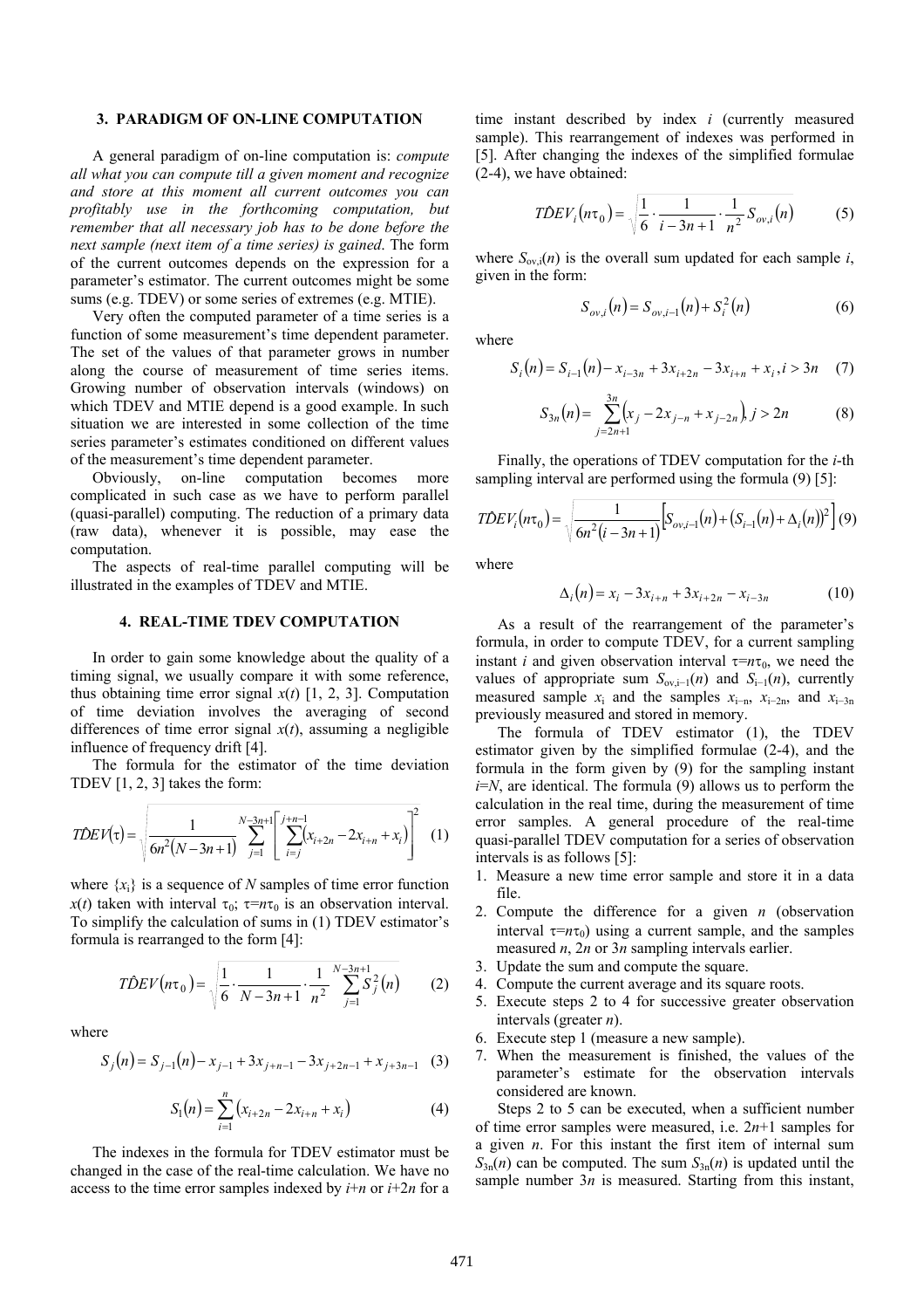### 3. PARADIGM OF ON-LINE COMPUTATION

A general paradigm of on-line computation is: *compute all what you can compute till a given moment and recognize and store at this moment all current outcomes you can profitably use in the forthcoming computation, but remember that all necessary job has to be done before the next sample (next item of a time series) is gained*. The form of the current outcomes depends on the expression for a parameter's estimator. The current outcomes might be some sums (e.g. TDEV) or some series of extremes (e.g. MTIE).

Very often the computed parameter of a time series is a function of some measurement's time dependent parameter. The set of the values of that parameter grows in number along the course of measurement of time series items. Growing number of observation intervals (windows) on which TDEV and MTIE depend is a good example. In such situation we are interested in some collection of the time series parameter's estimates conditioned on different values of the measurement's time dependent parameter.

Obviously, on-line computation becomes more complicated in such case as we have to perform parallel (quasi-parallel) computing. The reduction of a primary data (raw data), whenever it is possible, may ease the computation.

The aspects of real-time parallel computing will be illustrated in the examples of TDEV and MTIE.

### 4. REAL-TIME TDEV COMPUTATION

In order to gain some knowledge about the quality of a timing signal, we usually compare it with some reference, thus obtaining time error signal $x(t)$ [1, 2, 3]. Computation of time deviation involves the averaging of second differences of time error signal $x(t)$, assuming a negligible influence of frequency drift [4].

The formula for the estimator of the time deviation TDEV [1, 2, 3] takes the form:

$$T\hat{D}EV(\tau) = \sqrt{\frac{1}{6n^2(N-3n+1)} \sum_{j=1}^{N-3n+1} \left[ \sum_{i=j}^{j+n-1} (x_{i+2n} - 2x_{i+n} + x_i) \right]^2} \quad (1)$$

where $\{x_i\}$ is a sequence of $N$ samples of time error function $x(t)$ taken with interval $\tau_0$; $\tau = n\tau_0$ is an observation interval. To simplify the calculation of sums in (1) TDEV estimator's formula is rearranged to the form [4]:

$$T\hat{D}EV(n\tau_0) = \sqrt{\frac{1}{6} \cdot \frac{1}{N-3n+1} \cdot \frac{1}{n^2} \sum_{j=1}^{N-3n+1} S_j^2(n)} \quad (2)$$

where

$$S_j(n) = S_{j-1}(n) - x_{j-1} + 3x_{j+n-1} - 3x_{j+2n-1} + x_{j+3n-1} \quad (3)$$

$$S_1(n) = \sum_{i=1}^{n} (x_{i+2n} - 2x_{i+n} + x_i) \quad (4)$$

The indexes in the formula for TDEV estimator must be changed in the case of the real-time calculation. We have no access to the time error samples indexed by $i+n$ or $i+2n$ for a time instant described by index $i$ (currently measured sample). This rearrangement of indexes was performed in [5]. After changing the indexes of the simplified formulae (2-4), we have obtained:

$$T\hat{D}EV_i(n\tau_0) = \sqrt{\frac{1}{6} \cdot \frac{1}{i-3n+1} \cdot \frac{1}{n^2} S_{ov,i}(n)} \quad (5)$$

where $S_{ov,i}(n)$ is the overall sum updated for each sample $i$, given in the form:

$$S_{ov,i}(n) = S_{ov,i-1}(n) + S_i^2(n) \quad (6)$$

where

$$S_i(n) = S_{i-1}(n) - x_{i-3n} + 3x_{i+2n} - 3x_{i+n} + x_i, i > 3n \quad (7)$$

$$S_{3n}(n) = \sum_{j=2n+1}^{3n} (x_j - 2x_{j-n} + x_{j-2n}), j > 2n \quad (8)$$

Finally, the operations of TDEV computation for the $i$-th sampling interval are performed using the formula (9) [5]:

$$T\hat{D}EV_i(n\tau_0) = \sqrt{\frac{1}{6n^2(i-3n+1)} \left[ S_{ov,i-1}(n) + (S_{i-1}(n) + \Delta_i(n))^2 \right]} \quad (9)$$

where

$$\Delta_i(n) = x_i - 3x_{i+n} + 3x_{i+2n} - x_{i-3n} \quad (10)$$

As a result of the rearrangement of the parameter's formula, in order to compute TDEV, for a current sampling instant $i$ and given observation interval $\tau = n\tau_0$, we need the values of appropriate sum $S_{ov,i-1}(n)$ and $S_{i-1}(n)$, currently measured sample $x_i$ and the samples $x_{i-n}$, $x_{i-2n}$, and $x_{i-3n}$ previously measured and stored in memory.

The formula of TDEV estimator (1), the TDEV estimator given by the simplified formulae (2-4), and the formula in the form given by (9) for the sampling instant $i=N$, are identical. The formula (9) allows us to perform the calculation in the real time, during the measurement of time error samples. A general procedure of the real-time quasi-parallel TDEV computation for a series of observation intervals is as follows [5]:

1. Measure a new time error sample and store it in a data file.
2. Compute the difference for a given $n$ (observation interval $\tau = n\tau_0$) using a current sample, and the samples measured $n$, $2n$ or $3n$ sampling intervals earlier.
3. Update the sum and compute the square.
4. Compute the current average and its square roots.
5. Execute steps 2 to 4 for successive greater observation intervals (greater $n$).
6. Execute step 1 (measure a new sample).
7. When the measurement is finished, the values of the parameter's estimate for the observation intervals considered are known.

Steps 2 to 5 can be executed, when a sufficient number of time error samples were measured, i.e. $2n+1$ samples for a given $n$. For this instant the first item of internal sum $S_{3n}(n)$ can be computed. The sum $S_{3n}(n)$ is updated until the sample number $3n$ is measured. Starting from this instant,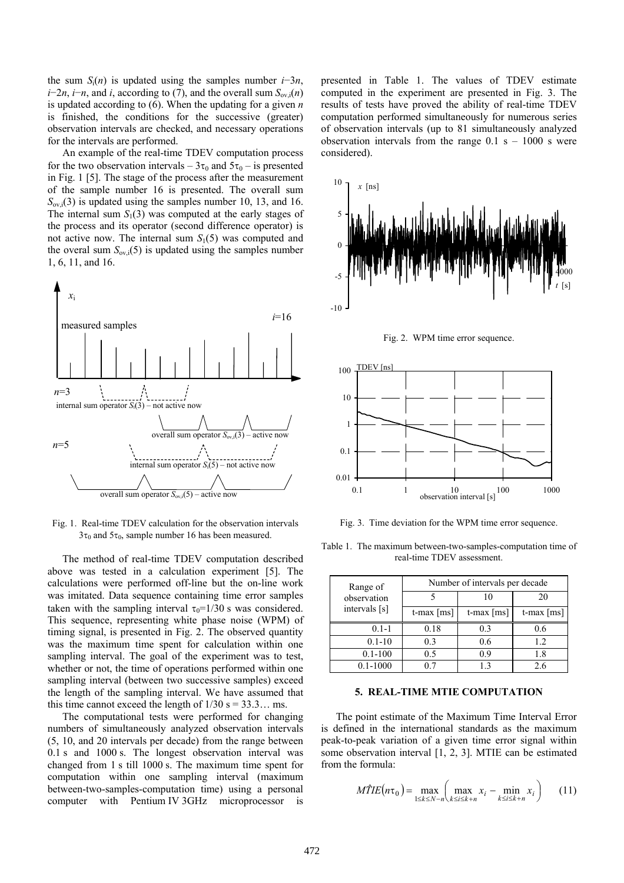the sum $S_i(n)$ is updated using the samples number $i-3n$, $i-2n$, $i-n$, and $i$, according to (7), and the overall sum $S_{ov,i}(n)$ is updated according to (6). When the updating for a given $n$ is finished, the conditions for the successive (greater) observation intervals are checked, and necessary operations for the intervals are performed.

An example of the real-time TDEV computation process for the two observation intervals – $3\tau_0$ and $5\tau_0$ – is presented in Fig. 1 [5]. The stage of the process after the measurement of the sample number 16 is presented. The overall sum $S_{ov,i}(3)$ is updated using the samples number 10, 13, and 16. The internal sum $S_1(3)$ was computed at the early stages of the process and its operator (second difference operator) is not active now. The internal sum $S_1(5)$ was computed and the overal sum $S_{ov,i}(5)$ is updated using the samples number 1, 6, 11, and 16.

Fig. 1. Real-time TDEV calculation for the observation intervals $3\tau_0$ and $5\tau_0$, sample number 16 has been measured.

The method of real-time TDEV computation described above was tested in a calculation experiment [5]. The calculations were performed off-line but the on-line work was imitated. Data sequence containing time error samples taken with the sampling interval $\tau_0$=1/30 s was considered. This sequence, representing white phase noise (WPM) of timing signal, is presented in Fig. 2. The observed quantity was the maximum time spent for calculation within one sampling interval. The goal of the experiment was to test, whether or not, the time of operations performed within one sampling interval (between two successive samples) exceed the length of the sampling interval. We have assumed that this time cannot exceed the length of 1/30 s = 33.3… ms.

The computational tests were performed for changing numbers of simultaneously analyzed observation intervals (5, 10, and 20 intervals per decade) from the range between 0.1 s and 1000 s. The longest observation interval was changed from 1 s till 1000 s. The maximum time spent for computation within one sampling interval (maximum between-two-samples-computation time) using a personal computer with Pentium IV 3GHz microprocessor is presented in Table 1. The values of TDEV estimate computed in the experiment are presented in Fig. 3. The results of tests have proved the ability of real-time TDEV computation performed simultaneously for numerous series of observation intervals (up to 81 simultaneously analyzed observation intervals from the range 0.1 s – 1000 s were considered).

Fig. 2. WPM time error sequence.

Fig. 3. Time deviation for the WPM time error sequence.

Table 1. The maximum between-two-samples-computation time of real-time TDEV assessment.

| Range of observation intervals [s] | Number of intervals per decade | | |
|---|---|---|---|
| | 5 | 10 | 20 |
| | t-max [ms] | t-max [ms] | t-max [ms] |
| 0.1-1 | 0.18 | 0.3 | 0.6 |
| 0.1-10 | 0.3 | 0.6 | 1.2 |
| 0.1-100 | 0.5 | 0.9 | 1.8 |
| 0.1-1000 | 0.7 | 1.3 | 2.6 |

## 5. REAL-TIME MTIE COMPUTATION

The point estimate of the Maximum Time Interval Error is defined in the international standards as the maximum peak-to-peak variation of a given time error signal within some observation interval [1, 2, 3]. MTIE can be estimated from the formula:

$$M\hat{T}IE(n\tau_0) = \max_{1 \le k \le N-n} \left( \max_{k \le i \le k+n} x_i - \min_{k \le i \le k+n} x_i \right) \qquad (11)$$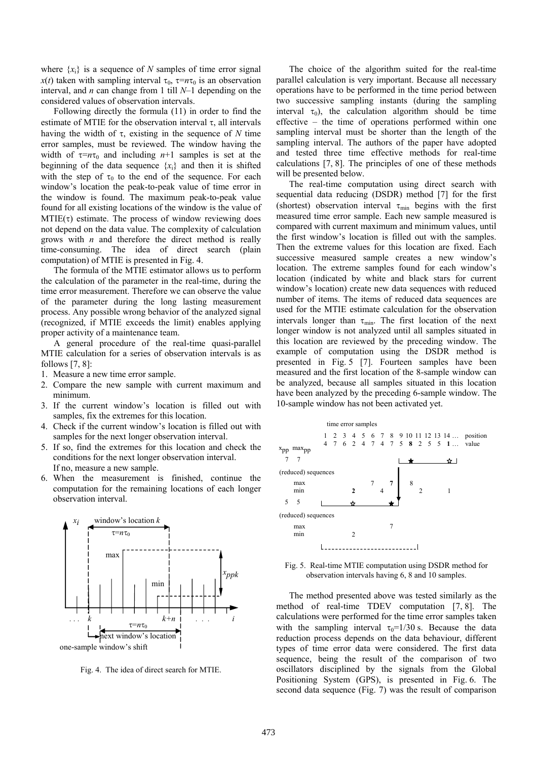where $\{x_i\}$ is a sequence of $N$ samples of time error signal $x(t)$ taken with sampling interval $\tau_0$, $\tau=n\tau_0$ is an observation interval, and $n$ can change from 1 till $N$–1 depending on the considered values of observation intervals.

Following directly the formula (11) in order to find the estimate of MTIE for the observation interval $\tau$, all intervals having the width of $\tau$, existing in the sequence of $N$ time error samples, must be reviewed. The window having the width of $\tau=n\tau_0$ and including $n$+1 samples is set at the beginning of the data sequence $\{x_i\}$ and then it is shifted with the step of $\tau_0$ to the end of the sequence. For each window's location the peak-to-peak value of time error in the window is found. The maximum peak-to-peak value found for all existing locations of the window is the value of MTIE($\tau$) estimate. The process of window reviewing does not depend on the data value. The complexity of calculation grows with $n$ and therefore the direct method is really time-consuming. The idea of direct search (plain computation) of MTIE is presented in Fig. 4.

The formula of the MTIE estimator allows us to perform the calculation of the parameter in the real-time, during the time error measurement. Therefore we can observe the value of the parameter during the long lasting measurement process. Any possible wrong behavior of the analyzed signal (recognized, if MTIE exceeds the limit) enables applying proper activity of a maintenance team.

A general procedure of the real-time quasi-parallel MTIE calculation for a series of observation intervals is as follows [7, 8]:

1. Measure a new time error sample.
2. Compare the new sample with current maximum and minimum.
3. If the current window's location is filled out with samples, fix the extremes for this location.
4. Check if the current window's location is filled out with samples for the next longer observation interval.
5. If so, find the extremes for this location and check the conditions for the next longer observation interval.
   If no, measure a new sample.
6. When the measurement is finished, continue the computation for the remaining locations of each longer observation interval.

Fig. 4. The idea of direct search for MTIE.

The choice of the algorithm suited for the real-time parallel calculation is very important. Because all necessary operations have to be performed in the time period between two successive sampling instants (during the sampling interval $\tau_0$), the calculation algorithm should be time effective – the time of operations performed within one sampling interval must be shorter than the length of the sampling interval. The authors of the paper have adopted and tested three time effective methods for real-time calculations [7, 8]. The principles of one of these methods will be presented below.

The real-time computation using direct search with sequential data reducing (DSDR) method [7] for the first (shortest) observation interval $\tau_{min}$ begins with the first measured time error sample. Each new sample measured is compared with current maximum and minimum values, until the first window's location is filled out with the samples. Then the extreme values for this location are fixed. Each successive measured sample creates a new window's location. The extreme samples found for each window's location (indicated by white and black stars for current window's location) create new data sequences with reduced number of items. The items of reduced data sequences are used for the MTIE estimate calculation for the observation intervals longer than $\tau_{min}$. The first location of the next longer window is not analyzed until all samples situated in this location are reviewed by the preceding window. The example of computation using the DSDR method is presented in Fig. 5 [7]. Fourteen samples have been measured and the first location of the 8-sample window can be analyzed, because all samples situated in this location have been analyzed by the preceding 6-sample window. The 10-sample window has not been activated yet.

Fig. 5. Real-time MTIE computation using DSDR method for observation intervals having 6, 8 and 10 samples.

The method presented above was tested similarly as the method of real-time TDEV computation [7, 8]. The calculations were performed for the time error samples taken with the sampling interval $\tau_0$=1/30 s. Because the data reduction process depends on the data behaviour, different types of time error data were considered. The first data sequence, being the result of the comparison of two oscillators disciplined by the signals from the Global Positioning System (GPS), is presented in Fig. 6. The second data sequence (Fig. 7) was the result of comparison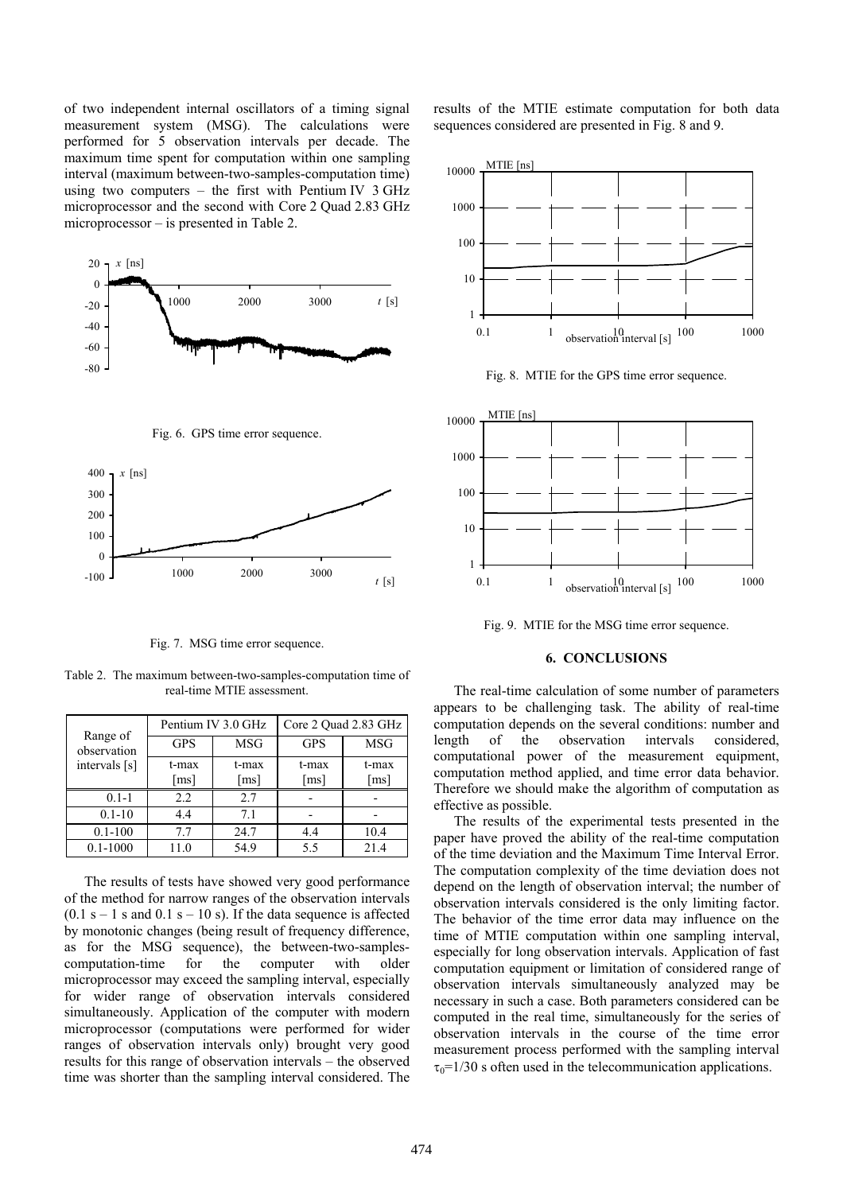of two independent internal oscillators of a timing signal measurement system (MSG). The calculations were performed for 5 observation intervals per decade. The maximum time spent for computation within one sampling interval (maximum between-two-samples-computation time) using two computers – the first with Pentium IV 3 GHz microprocessor and the second with Core 2 Quad 2.83 GHz microprocessor – is presented in Table 2.

Fig. 6. GPS time error sequence.

Fig. 7. MSG time error sequence.

Table 2. The maximum between-two-samples-computation time of real-time MTIE assessment.

| Range of observation intervals [s] | Pentium IV 3.0 GHz | | Core 2 Quad 2.83 GHz | |
|---|---|---|---|---|
| | GPS | MSG | GPS | MSG |
| | t-max [ms] | t-max [ms] | t-max [ms] | t-max [ms] |
| 0.1-1 | 2.2 | 2.7 | - | - |
| 0.1-10 | 4.4 | 7.1 | - | - |
| 0.1-100 | 7.7 | 24.7 | 4.4 | 10.4 |
| 0.1-1000 | 11.0 | 54.9 | 5.5 | 21.4 |

The results of tests have showed very good performance of the method for narrow ranges of the observation intervals (0.1 s – 1 s and 0.1 s – 10 s). If the data sequence is affected by monotonic changes (being result of frequency difference, as for the MSG sequence), the between-two-samples-computation-time for the computer with older microprocessor may exceed the sampling interval, especially for wider range of observation intervals considered simultaneously. Application of the computer with modern microprocessor (computations were performed for wider ranges of observation intervals only) brought very good results for this range of observation intervals – the observed time was shorter than the sampling interval considered. The results of the MTIE estimate computation for both data sequences considered are presented in Fig. 8 and 9.

Fig. 8. MTIE for the GPS time error sequence.

Fig. 9. MTIE for the MSG time error sequence.

## 6. CONCLUSIONS

The real-time calculation of some number of parameters appears to be challenging task. The ability of real-time computation depends on the several conditions: number and length of the observation intervals considered, computational power of the measurement equipment, computation method applied, and time error data behavior. Therefore we should make the algorithm of computation as effective as possible.

The results of the experimental tests presented in the paper have proved the ability of the real-time computation of the time deviation and the Maximum Time Interval Error. The computation complexity of the time deviation does not depend on the length of observation interval; the number of observation intervals considered is the only limiting factor. The behavior of the time error data may influence on the time of MTIE computation within one sampling interval, especially for long observation intervals. Application of fast computation equipment or limitation of considered range of observation intervals simultaneously analyzed may be necessary in such a case. Both parameters considered can be computed in the real time, simultaneously for the series of observation intervals in the course of the time error measurement process performed with the sampling interval $\tau_0$=1/30 s often used in the telecommunication applications.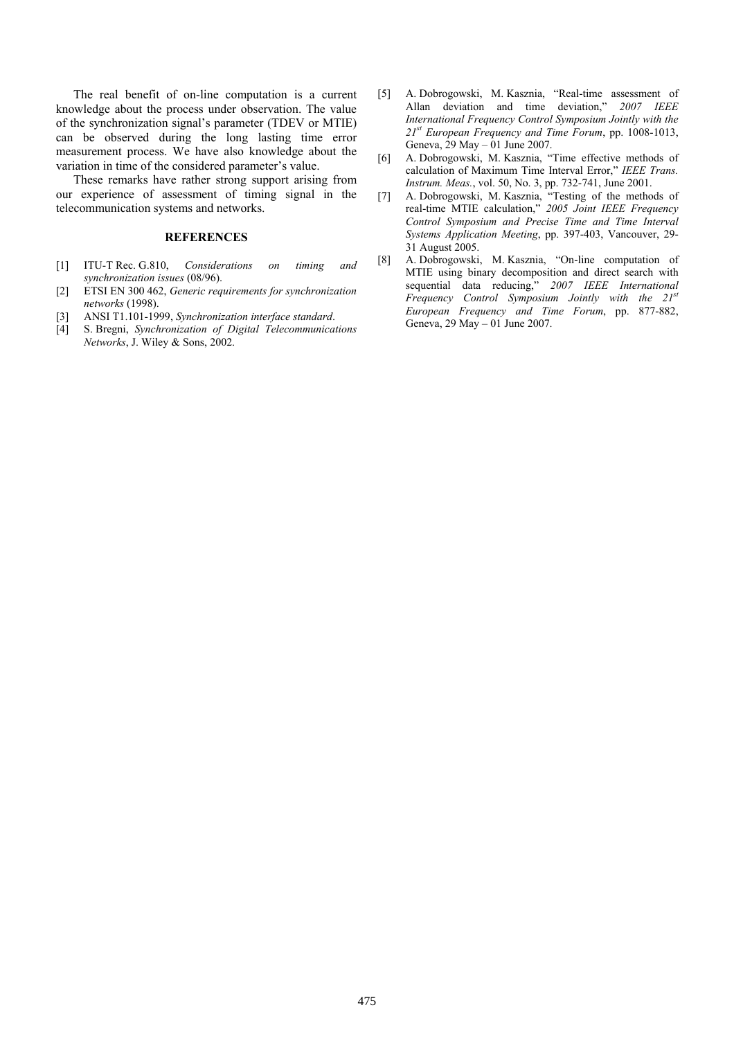The real benefit of on-line computation is a current knowledge about the process under observation. The value of the synchronization signal's parameter (TDEV or MTIE) can be observed during the long lasting time error measurement process. We have also knowledge about the variation in time of the considered parameter's value.

These remarks have rather strong support arising from our experience of assessment of timing signal in the telecommunication systems and networks.

## REFERENCES

[1] ITU-T Rec. G.810, *Considerations on timing and synchronization issues* (08/96).

[2] ETSI EN 300 462, *Generic requirements for synchronization networks* (1998).

[3] ANSI T1.101-1999, *Synchronization interface standard*.

[4] S. Bregni, *Synchronization of Digital Telecommunications Networks*, J. Wiley & Sons, 2002.

[5] A. Dobrogowski, M. Kasznia, "Real-time assessment of Allan deviation and time deviation," *2007 IEEE International Frequency Control Symposium Jointly with the 21st European Frequency and Time Forum*, pp. 1008-1013, Geneva, 29 May – 01 June 2007.

[6] A. Dobrogowski, M. Kasznia, "Time effective methods of calculation of Maximum Time Interval Error," *IEEE Trans. Instrum. Meas.*, vol. 50, No. 3, pp. 732-741, June 2001.

[7] A. Dobrogowski, M. Kasznia, "Testing of the methods of real-time MTIE calculation," *2005 Joint IEEE Frequency Control Symposium and Precise Time and Time Interval Systems Application Meeting*, pp. 397-403, Vancouver, 29-31 August 2005.

[8] A. Dobrogowski, M. Kasznia, "On-line computation of MTIE using binary decomposition and direct search with sequential data reducing," *2007 IEEE International Frequency Control Symposium Jointly with the 21st European Frequency and Time Forum*, pp. 877-882, Geneva, 29 May – 01 June 2007.